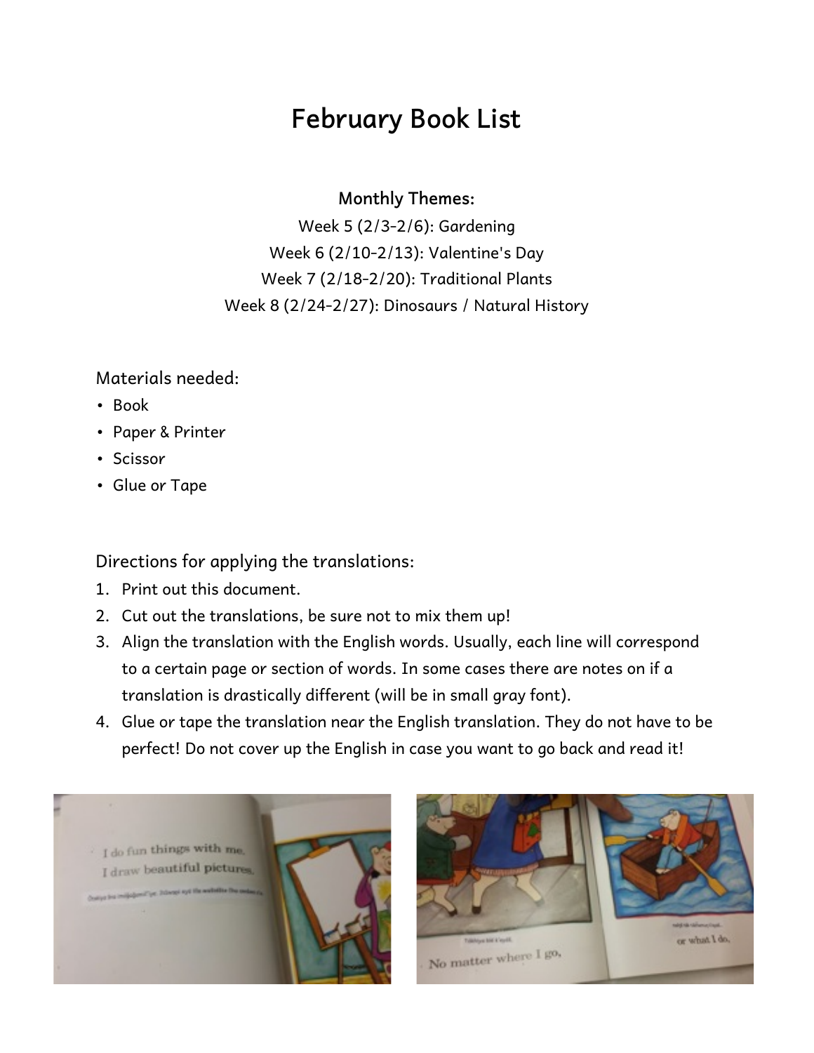# February Book List

**Monthly Themes:**

Week 5 (2/3-2/6): Gardening
Week 6 (2/10-2/13): Valentine's Day
Week 7 (2/18-2/20): Traditional Plants
Week 8 (2/24-2/27): Dinosaurs / Natural History

Materials needed:

- Book
- Paper & Printer
- Scissor
- Glue or Tape

Directions for applying the translations:

1. Print out this document.
2. Cut out the translations, be sure not to mix them up!
3. Align the translation with the English words. Usually, each line will correspond to a certain page or section of words. In some cases there are notes on if a translation is drastically different (will be in small gray font).
4. Glue or tape the translation near the English translation. They do not have to be perfect! Do not cover up the English in case you want to go back and read it!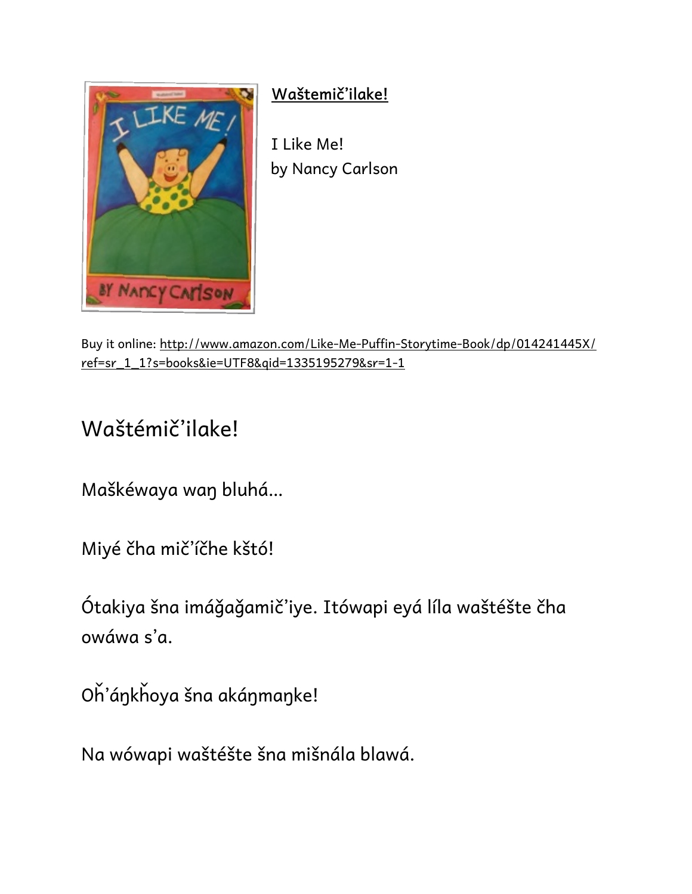**Waštemič'ilake!**

I Like Me!
by Nancy Carlson

Buy it online: http://www.amazon.com/Like-Me-Puffin-Storytime-Book/dp/014241445X/ref=sr_1_1?s=books&ie=UTF8&qid=1335195279&sr=1-1

# Waštémič'ilake!

Maškéwaya waŋ bluhá...

Miyé čha mič'íčhe kštó!

Ótakiya šna imáǧaǧamič'iye. Itówapi eyá líla waštéšte čha owáwa s'a.

Oȟ'áŋkȟoya šna akáŋmaŋke!

Na wówapi waštéšte šna mišnála blawá.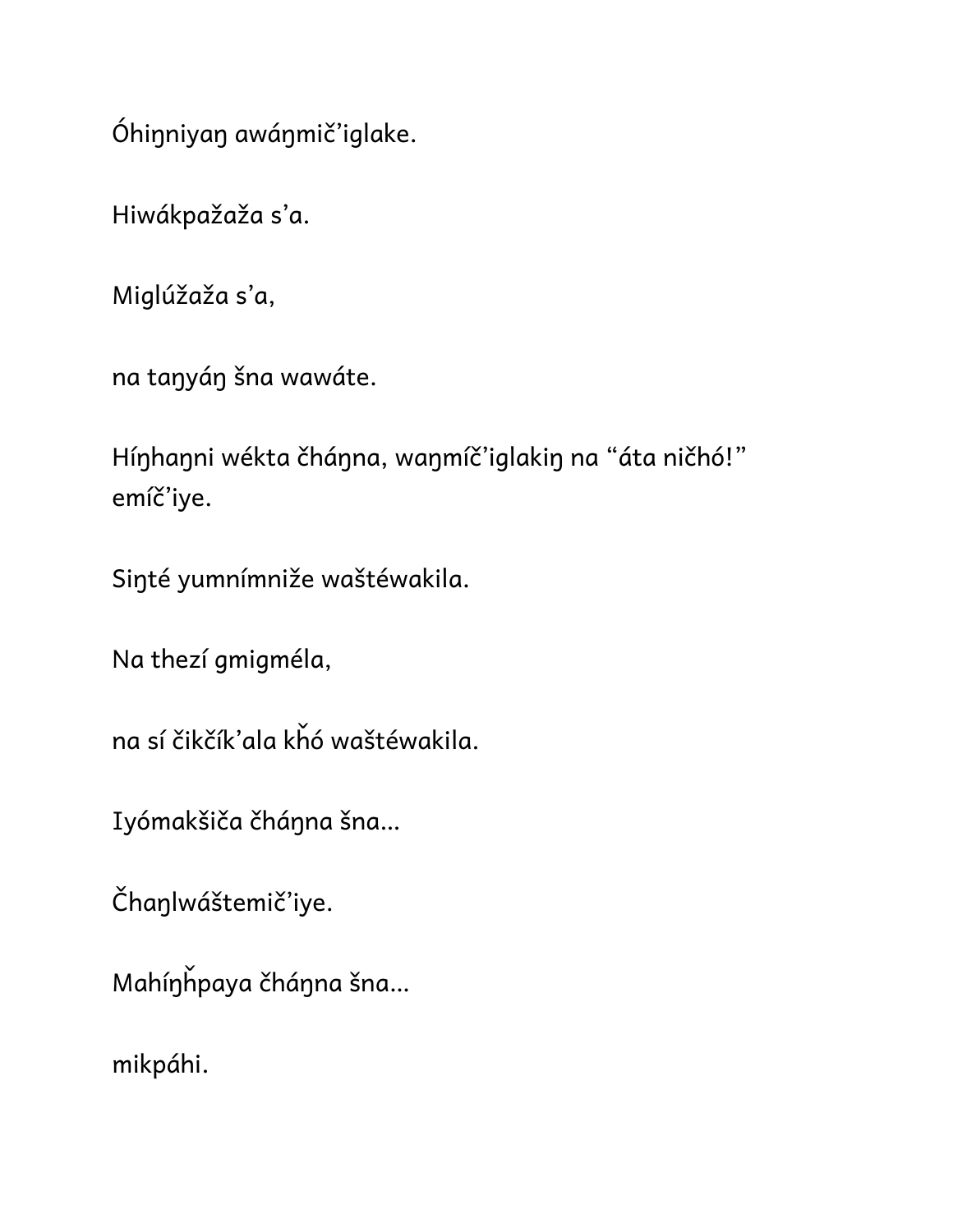Óhiŋniyaŋ awáŋmič’iglake.

Hiwákpažaža s’a.

Miglúžaža s’a,

na taŋyáŋ šna wawáte.

Híŋhaŋni wékta čháŋna, waŋmíč’iglakiŋ na “áta ničhó!” emíč’iye.

Siŋté yumnímniže waštéwakila.

Na thezí gmigméla,

na sí čikčík’ala kȟó waštéwakila.

Iyómakšiča čháŋna šna...

Čhaŋlwáštemič’iye.

Mahíŋȟpaya čháŋna šna...

mikpáhi.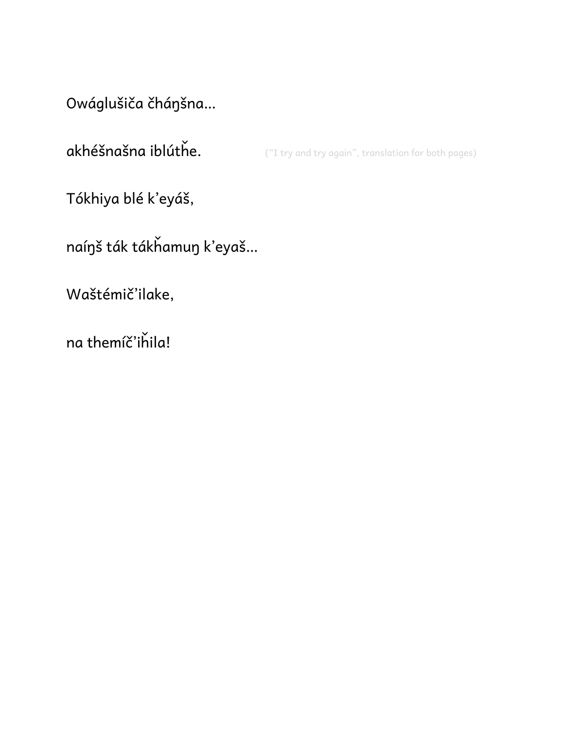Owáglušiča čháŋšna...

akhéšnašna iblúthe.     ("I try and try again", translation for both pages)

Tókhiya blé k'eyáš,

naíŋš ták tákȟamuŋ k'eyaš...

Waštémič'ilake,

na themíč'iȟila!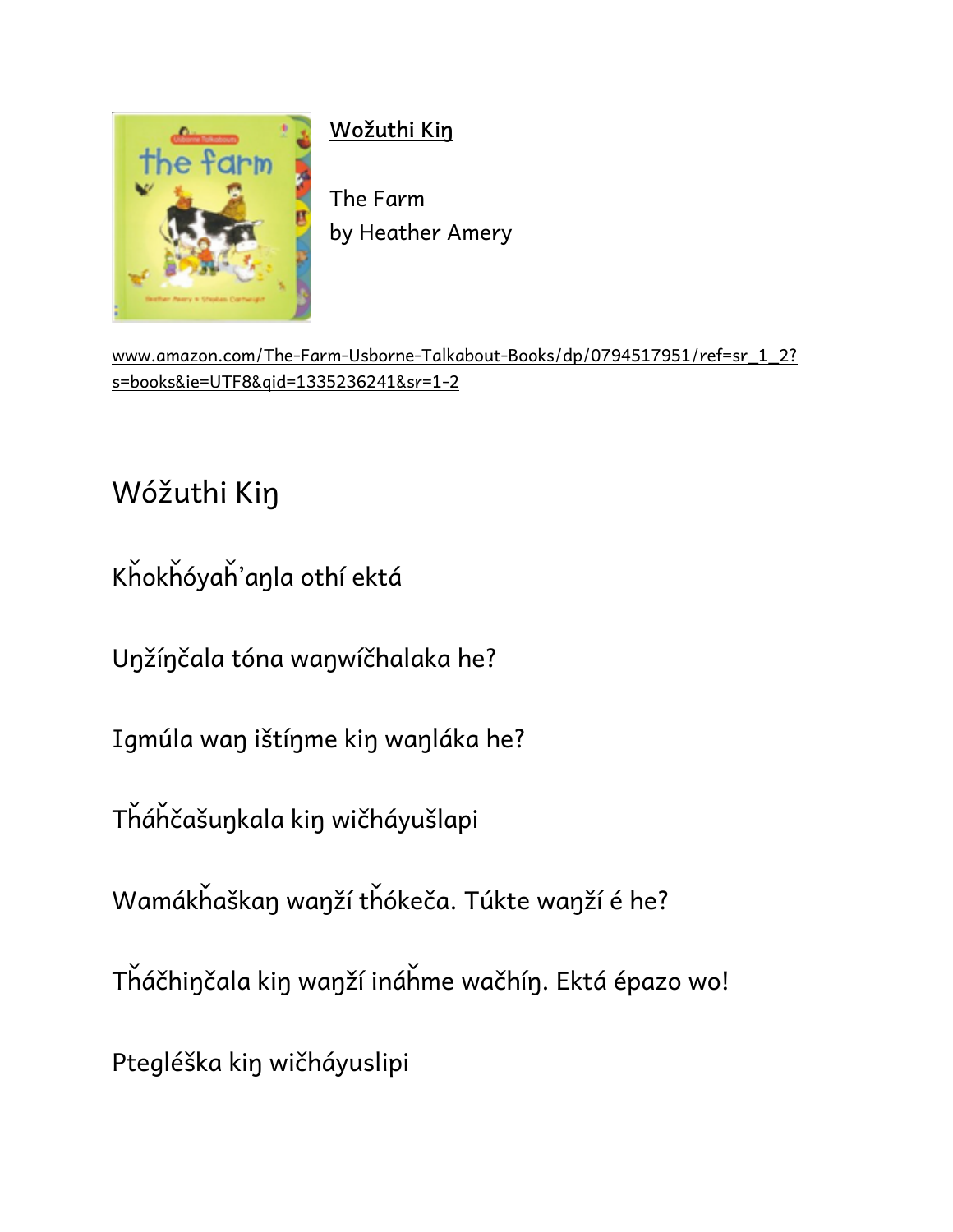Wožuthi Kiŋ

The Farm
by Heather Amery

www.amazon.com/The-Farm-Usborne-Talkabout-Books/dp/0794517951/ref=sr_1_2?s=books&ie=UTF8&qid=1335236241&sr=1-2

## Wóžuthi Kiŋ

Kȟokȟóyaȟ'aŋla othí ektá

Uŋžíŋčala tóna waŋwíčhalaka he?

Igmúla waŋ ištíŋme kiŋ waŋláka he?

Tȟáȟčašuŋkala kiŋ wičháyušlapi

Wamákȟaškaŋ waŋží tȟókeča. Túkte waŋží é he?

Tȟáčhiŋčala kiŋ waŋží ináȟme wačhíŋ. Ektá épazo wo!

Ptegléška kiŋ wičháyuslipi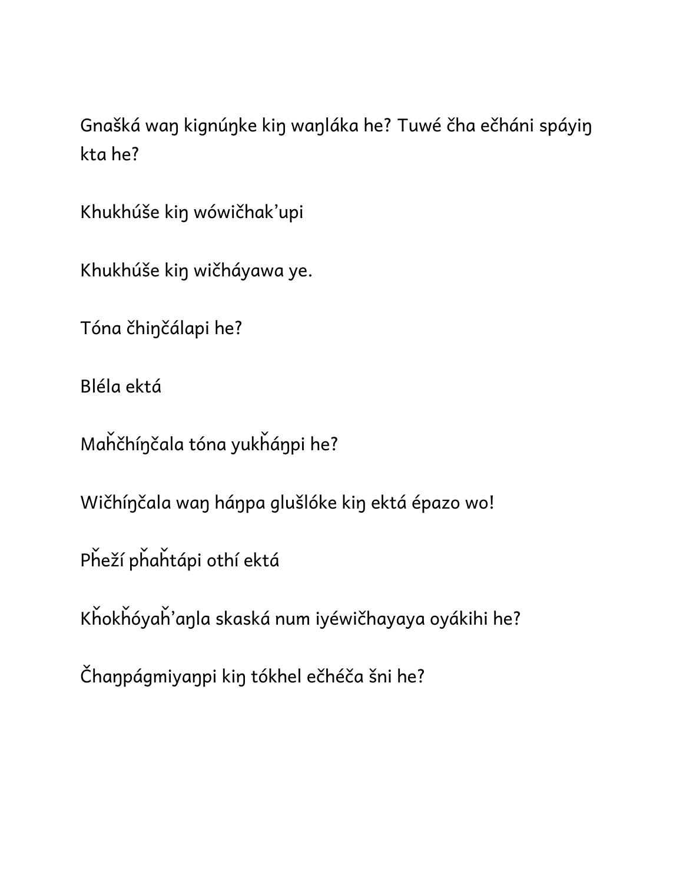Gnašká waŋ kignúŋke kiŋ waŋláka he? Tuwé čha ečháni spáyiŋ kta he?

Khukhúše kiŋ wówičhak'upi

Khukhúše kiŋ wičháyawa ye.

Tóna čhiŋčálapi he?

Bléla ektá

Maȟčhíŋčala tóna yukȟáŋpi he?

Wičhíŋčala waŋ háŋpa glušlóke kiŋ ektá épazo wo!

Pȟeží pȟaȟtápi othí ektá

Kȟokȟóyaȟ'aŋla skaská num iyéwičhayaya oyákihi he?

Čhaŋpágmiyaŋpi kiŋ tókhel ečhéča šni he?